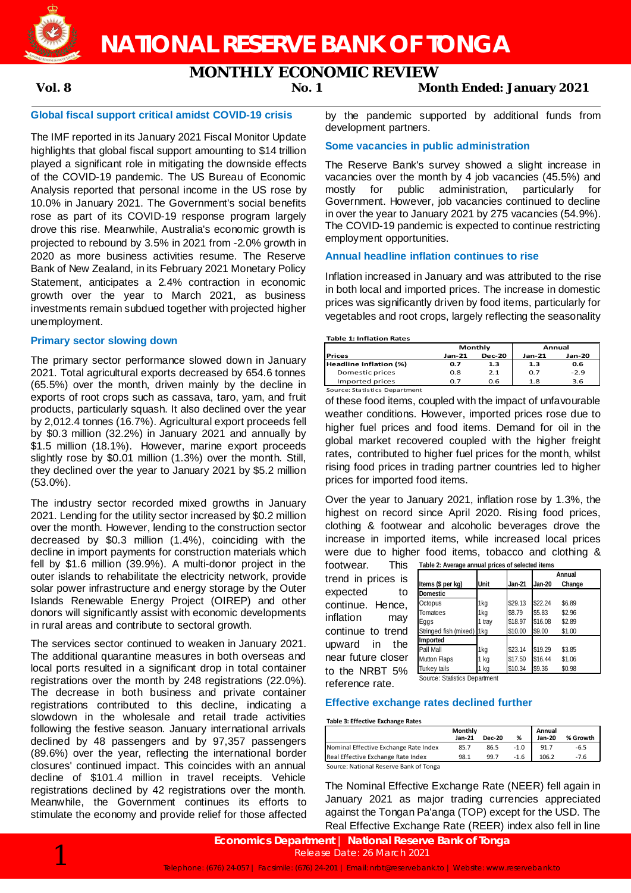# NATIONAL RESERVE BANK OF TONGA

## MONTHLY ECONOMIC REVIEW

**Vol. 8** **No. 1** **Month Ended: January 2021**

### Global fiscal support critical amidst COVID-19 crisis

The IMF reported in its January 2021 Fiscal Monitor Update highlights that global fiscal support amounting to $14 trillion played a significant role in mitigating the downside effects of the COVID-19 pandemic. The US Bureau of Economic Analysis reported that personal income in the US rose by 10.0% in January 2021. The Government's social benefits rose as part of its COVID-19 response program largely drove this rise. Meanwhile, Australia's economic growth is projected to rebound by 3.5% in 2021 from -2.0% growth in 2020 as more business activities resume. The Reserve Bank of New Zealand, in its February 2021 Monetary Policy Statement, anticipates a 2.4% contraction in economic growth over the year to March 2021, as business investments remain subdued together with projected higher unemployment.

### Primary sector slowing down

The primary sector performance slowed down in January 2021. Total agricultural exports decreased by 654.6 tonnes (65.5%) over the month, driven mainly by the decline in exports of root crops such as cassava, taro, yam, and fruit products, particularly squash. It also declined over the year by 2,012.4 tonnes (16.7%). Agricultural export proceeds fell by $0.3 million (32.2%) in January 2021 and annually by $1.5 million (18.1%). However, marine export proceeds slightly rose by $0.01 million (1.3%) over the month. Still, they declined over the year to January 2021 by $5.2 million (53.0%).

The industry sector recorded mixed growths in January 2021. Lending for the utility sector increased by $0.2 million over the month. However, lending to the construction sector decreased by $0.3 million (1.4%), coinciding with the decline in import payments for construction materials which fell by $1.6 million (39.9%). A multi-donor project in the outer islands to rehabilitate the electricity network, provide solar power infrastructure and energy storage by the Outer Islands Renewable Energy Project (OIREP) and other donors will significantly assist with economic developments in rural areas and contribute to sectoral growth.

The services sector continued to weaken in January 2021. The additional quarantine measures in both overseas and local ports resulted in a significant drop in total container registrations over the month by 248 registrations (22.0%). The decrease in both business and private container registrations contributed to this decline, indicating a slowdown in the wholesale and retail trade activities following the festive season. January international arrivals declined by 48 passengers and by 97,357 passengers (89.6%) over the year, reflecting the international border closures' continued impact. This coincides with an annual decline of $101.4 million in travel receipts. Vehicle registrations declined by 42 registrations over the month. Meanwhile, the Government continues its efforts to stimulate the economy and provide relief for those affected by the pandemic supported by additional funds from development partners.

### Some vacancies in public administration

The Reserve Bank's survey showed a slight increase in vacancies over the month by 4 job vacancies (45.5%) and mostly for public administration, particularly for Government. However, job vacancies continued to decline in over the year to January 2021 by 275 vacancies (54.9%). The COVID-19 pandemic is expected to continue restricting employment opportunities.

### Annual headline inflation continues to rise

Inflation increased in January and was attributed to the rise in both local and imported prices. The increase in domestic prices was significantly driven by food items, particularly for vegetables and root crops, largely reflecting the seasonality of these food items, coupled with the impact of unfavourable weather conditions. However, imported prices rose due to higher fuel prices and food items. Demand for oil in the global market recovered coupled with the higher freight rates, contributed to higher fuel prices for the month, whilst rising food prices in trading partner countries led to higher prices for imported food items.

**Table 1: Inflation Rates**

| | Monthly | | Annual | |
|---|---|---|---|---|
| Prices | Jan-21 | Dec-20 | Jan-21 | Jan-20 |
| **Headline Inflation (%)** | **0.7** | **1.3** | **1.3** | **0.6** |
| Domestic prices | 0.8 | 2.1 | 0.7 | -2.9 |
| Imported prices | 0.7 | 0.6 | 1.8 | 3.6 |

Source: Statistics Department

Over the year to January 2021, inflation rose by 1.3%, the highest on record since April 2020. Rising food prices, clothing & footwear and alcoholic beverages drove the increase in imported items, while increased local prices were due to higher food items, tobacco and clothing & footwear. This trend in prices is expected to continue. Hence, inflation may continue to trend upward in the near future closer to the NRBT 5% reference rate.

**Table 2: Average annual prices of selected items**

| Items ($ per kg) | Unit | Jan-21 | Jan-20 | Annual Change |
|---|---|---|---|---|
| **Domestic** | | | | |
| Octopus | 1kg | $29.13 | $22.24 | $6.89 |
| Tomatoes | 1kg | $8.79 | $5.83 | $2.96 |
| Eggs | 1 tray | $18.97 | $16.08 | $2.89 |
| Stringed fish (mixed) | 1kg | $10.00 | $9.00 | $1.00 |
| **Imported** | | | | |
| Pall Mall | 1kg | $23.14 | $19.29 | $3.85 |
| Mutton Flaps | 1 kg | $17.50 | $16.44 | $1.06 |
| Turkey tails | 1 kg | $10.34 | $9.36 | $0.98 |

Source: Statistics Department

### Effective exchange rates declined further

**Table 3: Effective Exchange Rates**

| | Monthly | | | Annual | |
|---|---|---|---|---|---|
| | Jan-21 | Dec-20 | % | Jan-20 | % Growth |
| Nominal Effective Exchange Rate Index | 85.7 | 86.5 | -1.0 | 91.7 | -6.5 |
| Real Effective Exchange Rate Index | 98.1 | 99.7 | -1.6 | 106.2 | -7.6 |

Source: National Reserve Bank of Tonga

The Nominal Effective Exchange Rate (NEER) fell again in January 2021 as major trading currencies appreciated against the Tongan Pa'anga (TOP) except for the USD. The Real Effective Exchange Rate (REER) index also fell in line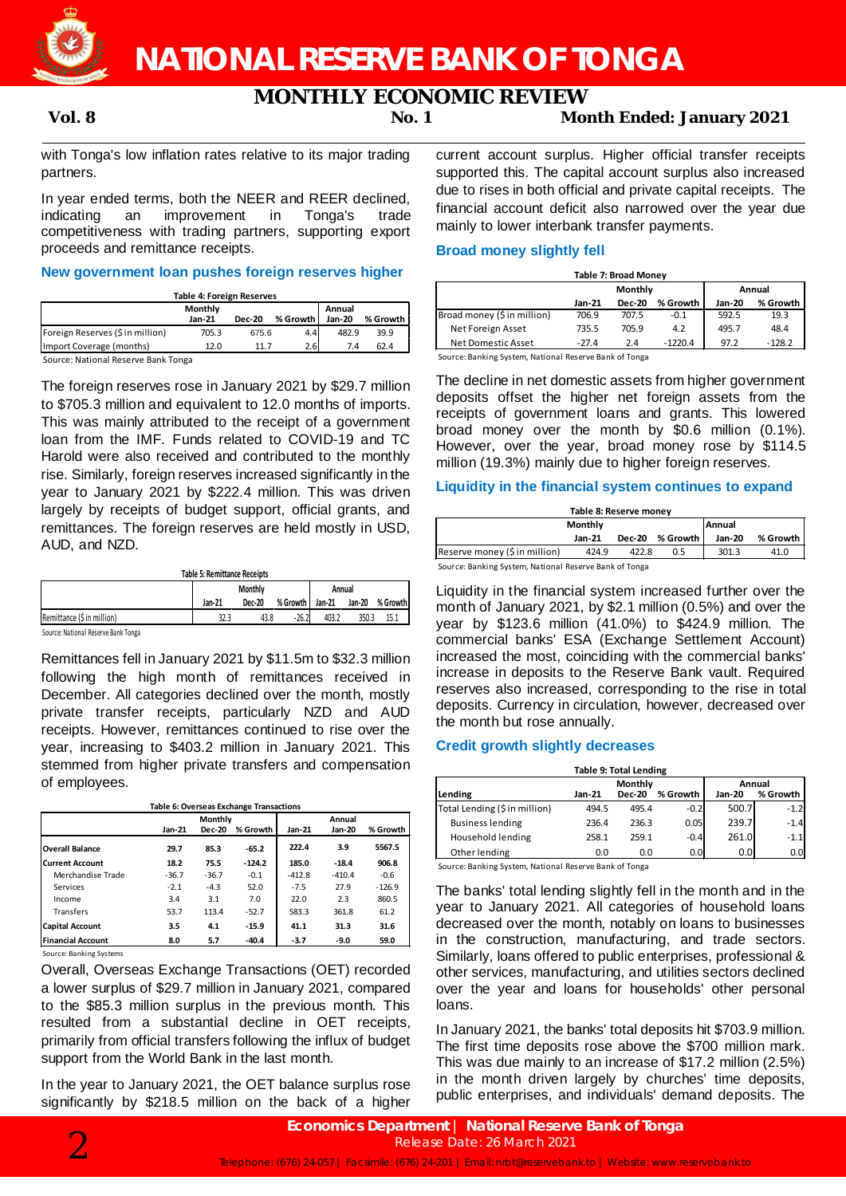with Tonga's low inflation rates relative to its major trading partners.

In year ended terms, both the NEER and REER declined, indicating an improvement in Tonga's trade competitiveness with trading partners, supporting export proceeds and remittance receipts.

### New government loan pushes foreign reserves higher

**Table 4: Foreign Reserves**

| | Monthly | | | Annual | |
|---|---|---|---|---|---|
| | Jan-21 | Dec-20 | % Growth | Jan-20 | % Growth |
| Foreign Reserves ($ in million) | 705.3 | 675.6 | 4.4 | 482.9 | 39.9 |
| Import Coverage (months) | 12.0 | 11.7 | 2.6 | 7.4 | 62.4 |

Source: National Reserve Bank Tonga

The foreign reserves rose in January 2021 by $29.7 million to $705.3 million and equivalent to 12.0 months of imports. This was mainly attributed to the receipt of a government loan from the IMF. Funds related to COVID-19 and TC Harold were also received and contributed to the monthly rise. Similarly, foreign reserves increased significantly in the year to January 2021 by $222.4 million. This was driven largely by receipts of budget support, official grants, and remittances. The foreign reserves are held mostly in USD, AUD, and NZD.

**Table 5: Remittance Receipts**

| | Monthly | | | Annual | | |
|---|---|---|---|---|---|---|
| | Jan-21 | Dec-20 | % Growth | Jan-21 | Jan-20 | % Growth |
| Remittance ($ in million) | 32.3 | 43.8 | -26.2 | 403.2 | 350.3 | 15.1 |

Source: National Reserve Bank Tonga

Remittances fell in January 2021 by $11.5m to $32.3 million following the high month of remittances received in December. All categories declined over the month, mostly private transfer receipts, particularly NZD and AUD receipts. However, remittances continued to rise over the year, increasing to $403.2 million in January 2021. This stemmed from higher private transfers and compensation of employees.

**Table 6: Overseas Exchange Transactions**

| | Monthly | | | Annual | | |
|---|---|---|---|---|---|---|
| | Jan-21 | Dec-20 | % Growth | Jan-21 | Jan-20 | % Growth |
| **Overall Balance** | **29.7** | **85.3** | **-65.2** | **222.4** | **3.9** | **5567.5** |
| **Current Account** | **18.2** | **75.5** | **-124.2** | **185.0** | **-18.4** | **906.8** |
| Merchandise Trade | -36.7 | -36.7 | -0.1 | -412.8 | -410.4 | -0.6 |
| Services | -2.1 | -4.3 | 52.0 | -7.5 | 27.9 | -126.9 |
| Income | 3.4 | 3.1 | 7.0 | 22.0 | 2.3 | 860.5 |
| Transfers | 53.7 | 113.4 | -52.7 | 583.3 | 361.8 | 61.2 |
| **Capital Account** | **3.5** | **4.1** | **-15.9** | **41.1** | **31.3** | **31.6** |
| **Financial Account** | **8.0** | **5.7** | **-40.4** | **-3.7** | **-9.0** | **59.0** |

Source: Banking Systems

Overall, Overseas Exchange Transactions (OET) recorded a lower surplus of $29.7 million in January 2021, compared to the $85.3 million surplus in the previous month. This resulted from a substantial decline in OET receipts, primarily from official transfers following the influx of budget support from the World Bank in the last month.

In the year to January 2021, the OET balance surplus rose significantly by $218.5 million on the back of a higher current account surplus. Higher official transfer receipts supported this. The capital account surplus also increased due to rises in both official and private capital receipts. The financial account deficit also narrowed over the year due mainly to lower interbank transfer payments.

### Broad money slightly fell

**Table 7: Broad Money**

| | Monthly | | | Annual | |
|---|---|---|---|---|---|
| | Jan-21 | Dec-20 | % Growth | Jan-20 | % Growth |
| Broad money ($ in million) | 706.9 | 707.5 | -0.1 | 592.5 | 19.3 |
| Net Foreign Asset | 735.5 | 705.9 | 4.2 | 495.7 | 48.4 |
| Net Domestic Asset | -27.4 | 2.4 | -1220.4 | 97.2 | -128.2 |

Source: Banking System, National Reserve Bank of Tonga

The decline in net domestic assets from higher government deposits offset the higher net foreign assets from the receipts of government loans and grants. This lowered broad money over the month by $0.6 million (0.1%). However, over the year, broad money rose by $114.5 million (19.3%) mainly due to higher foreign reserves.

### Liquidity in the financial system continues to expand

**Table 8: Reserve money**

| | Monthly | | | Annual | |
|---|---|---|---|---|---|
| | Jan-21 | Dec-20 | % Growth | Jan-20 | % Growth |
| Reserve money ($ in million) | 424.9 | 422.8 | 0.5 | 301.3 | 41.0 |

Source: Banking System, National Reserve Bank of Tonga

Liquidity in the financial system increased further over the month of January 2021, by $2.1 million (0.5%) and over the year by $123.6 million (41.0%) to $424.9 million. The commercial banks' ESA (Exchange Settlement Account) increased the most, coinciding with the commercial banks' increase in deposits to the Reserve Bank vault. Required reserves also increased, corresponding to the rise in total deposits. Currency in circulation, however, decreased over the month but rose annually.

### Credit growth slightly decreases

**Table 9: Total Lending**

| Lending | Monthly | | | Annual | |
|---|---|---|---|---|---|
| | Jan-21 | Dec-20 | % Growth | Jan-20 | % Growth |
| Total Lending ($ in million) | 494.5 | 495.4 | -0.2 | 500.7 | -1.2 |
| Business lending | 236.4 | 236.3 | 0.05 | 239.7 | -1.4 |
| Household lending | 258.1 | 259.1 | -0.4 | 261.0 | -1.1 |
| Other lending | 0.0 | 0.0 | 0.0 | 0.0 | 0.0 |

Source: Banking System, National Reserve Bank of Tonga

The banks' total lending slightly fell in the month and in the year to January 2021. All categories of household loans decreased over the month, notably on loans to businesses in the construction, manufacturing, and trade sectors. Similarly, loans offered to public enterprises, professional & other services, manufacturing, and utilities sectors declined over the year and loans for households' other personal loans.

In January 2021, the banks' total deposits hit $703.9 million. The first time deposits rose above the $700 million mark. This was due mainly to an increase of $17.2 million (2.5%) in the month driven largely by churches' time deposits, public enterprises, and individuals' demand deposits. The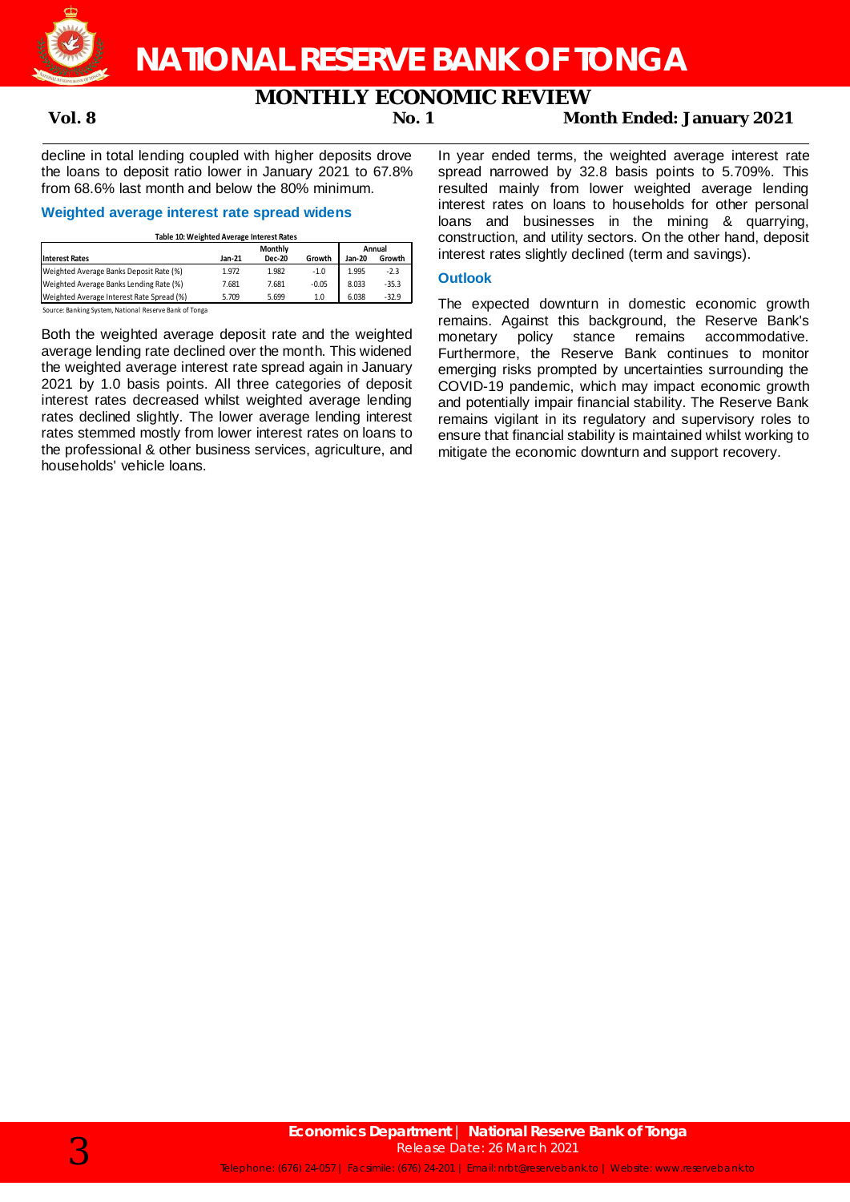decline in total lending coupled with higher deposits drove the loans to deposit ratio lower in January 2021 to 67.8% from 68.6% last month and below the 80% minimum.

### Weighted average interest rate spread widens

**Table 10: Weighted Average Interest Rates**

| Interest Rates | Monthly | | | Annual | |
|---|---|---|---|---|---|
| | Jan-21 | Dec-20 | Growth | Jan-20 | Growth |
| Weighted Average Banks Deposit Rate (%) | 1.972 | 1.982 | -1.0 | 1.995 | -2.3 |
| Weighted Average Banks Lending Rate (%) | 7.681 | 7.681 | -0.05 | 8.033 | -35.3 |
| Weighted Average Interest Rate Spread (%) | 5.709 | 5.699 | 1.0 | 6.038 | -32.9 |

Source: Banking System, National Reserve Bank of Tonga

Both the weighted average deposit rate and the weighted average lending rate declined over the month. This widened the weighted average interest rate spread again in January 2021 by 1.0 basis points. All three categories of deposit interest rates decreased whilst weighted average lending rates declined slightly. The lower average lending interest rates stemmed mostly from lower interest rates on loans to the professional & other business services, agriculture, and households' vehicle loans.

In year ended terms, the weighted average interest rate spread narrowed by 32.8 basis points to 5.709%. This resulted mainly from lower weighted average lending interest rates on loans to households for other personal loans and businesses in the mining & quarrying, construction, and utility sectors. On the other hand, deposit interest rates slightly declined (term and savings).

### Outlook

The expected downturn in domestic economic growth remains. Against this background, the Reserve Bank's monetary policy stance remains accommodative. Furthermore, the Reserve Bank continues to monitor emerging risks prompted by uncertainties surrounding the COVID-19 pandemic, which may impact economic growth and potentially impair financial stability. The Reserve Bank remains vigilant in its regulatory and supervisory roles to ensure that financial stability is maintained whilst working to mitigate the economic downturn and support recovery.